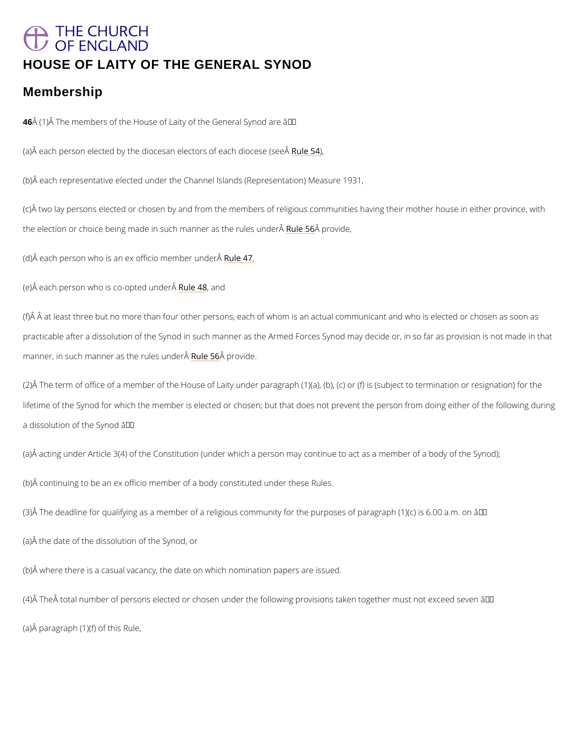# HOUSE OF LAITY OF THE GENERAL SYNOD

## Membership

**46** (1) The members of the House of Laity of the General Synod are —

(a) each person elected by the diocesan electors of each diocese (see Rule 54),

(b) each representative elected under the Channel Islands (Representation) Measure 1931,

(c) two lay persons elected or chosen by and from the members of religious communities having their mother house in either province, with the election or choice being made in such manner as the rules under Rule 56 provide,

(d) each person who is an ex officio member under Rule 47,

(e) each person who is co-opted under Rule 48, and

(f) at least three but no more than four other persons, each of whom is an actual communicant and who is elected or chosen as soon as practicable after a dissolution of the Synod in such manner as the Armed Forces Synod may decide or, in so far as provision is not made in that manner, in such manner as the rules under Rule 56 provide.

(2) The term of office of a member of the House of Laity under paragraph (1)(a), (b), (c) or (f) is (subject to termination or resignation) for the lifetime of the Synod for which the member is elected or chosen; but that does not prevent the person from doing either of the following during a dissolution of the Synod —

(a) acting under Article 3(4) of the Constitution (under which a person may continue to act as a member of a body of the Synod);

(b) continuing to be an ex officio member of a body constituted under these Rules.

(3) The deadline for qualifying as a member of a religious community for the purposes of paragraph (1)(c) is 6.00 a.m. on —

(a) the date of the dissolution of the Synod, or

(b) where there is a casual vacancy, the date on which nomination papers are issued.

(4) The total number of persons elected or chosen under the following provisions taken together must not exceed seven —

(a) paragraph (1)(f) of this Rule,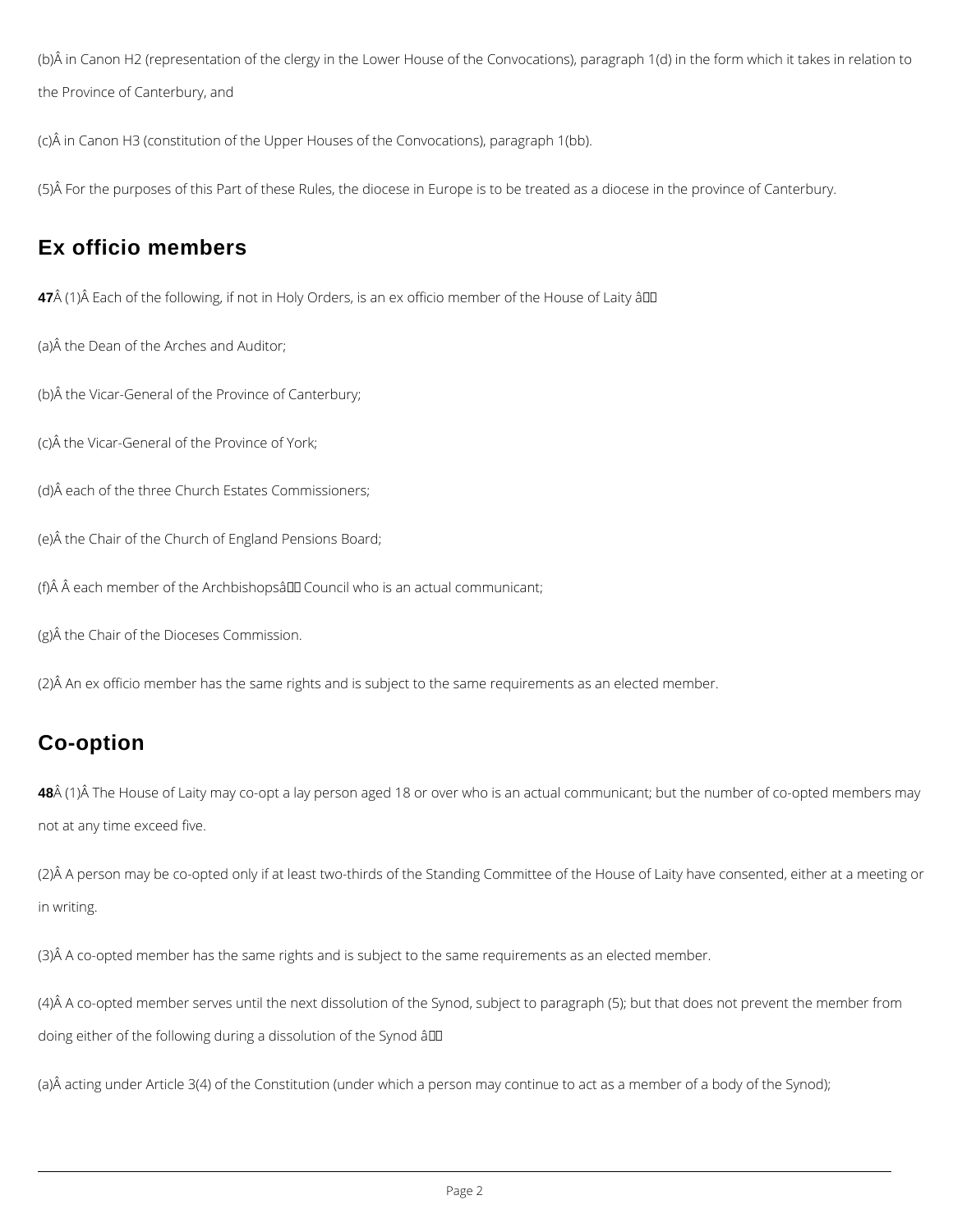(b) in Canon H2 (representation of the clergy in the Lower House of the Convocations), paragraph 1(d) in the form which it takes in relation to the Province of Canterbury, and

(c) in Canon H3 (constitution of the Upper Houses of the Convocations), paragraph 1(bb).

(5) For the purposes of this Part of these Rules, the diocese in Europe is to be treated as a diocese in the province of Canterbury.

## Ex officio members

**47** (1) Each of the following, if not in Holy Orders, is an ex officio member of the House of Laity —

(a) the Dean of the Arches and Auditor;

(b) the Vicar-General of the Province of Canterbury;

(c) the Vicar-General of the Province of York;

(d) each of the three Church Estates Commissioners;

(e) the Chair of the Church of England Pensions Board;

(f) each member of the Archbishops' Council who is an actual communicant;

(g) the Chair of the Dioceses Commission.

(2) An ex officio member has the same rights and is subject to the same requirements as an elected member.

## Co-option

**48** (1) The House of Laity may co-opt a lay person aged 18 or over who is an actual communicant; but the number of co-opted members may not at any time exceed five.

(2) A person may be co-opted only if at least two-thirds of the Standing Committee of the House of Laity have consented, either at a meeting or in writing.

(3) A co-opted member has the same rights and is subject to the same requirements as an elected member.

(4) A co-opted member serves until the next dissolution of the Synod, subject to paragraph (5); but that does not prevent the member from doing either of the following during a dissolution of the Synod —

(a) acting under Article 3(4) of the Constitution (under which a person may continue to act as a member of a body of the Synod);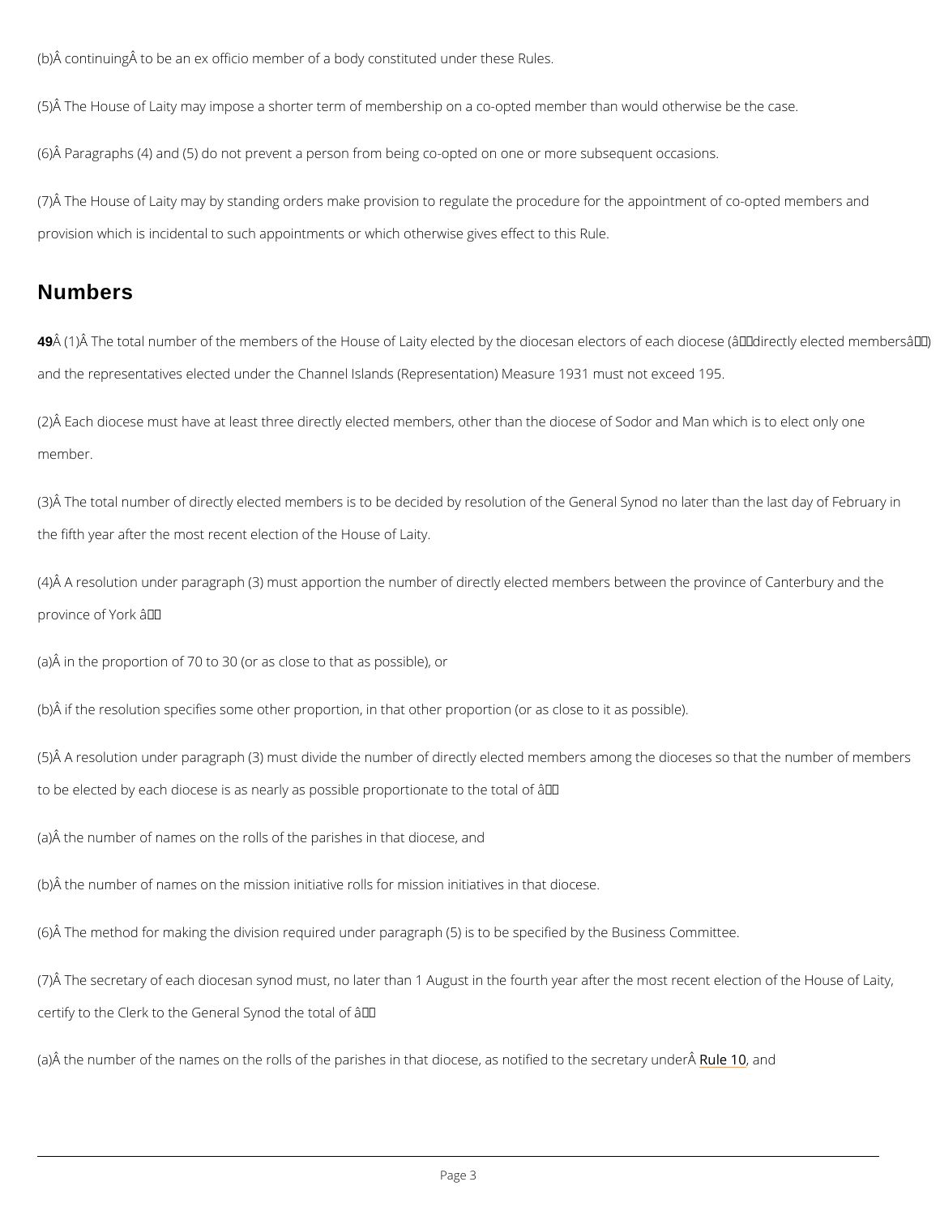(b) continuing to be an ex officio member of a body constituted under these Rules.

(5) The House of Laity may impose a shorter term of membership on a co-opted member than would otherwise be the case.

(6) Paragraphs (4) and (5) do not prevent a person from being co-opted on one or more subsequent occasions.

(7) The House of Laity may by standing orders make provision to regulate the procedure for the appointment of co-opted members and provision which is incidental to such appointments or which otherwise gives effect to this Rule.

## Numbers

**49** (1) The total number of the members of the House of Laity elected by the diocesan electors of each diocese ("directly elected members") and the representatives elected under the Channel Islands (Representation) Measure 1931 must not exceed 195.

(2) Each diocese must have at least three directly elected members, other than the diocese of Sodor and Man which is to elect only one member.

(3) The total number of directly elected members is to be decided by resolution of the General Synod no later than the last day of February in the fifth year after the most recent election of the House of Laity.

(4) A resolution under paragraph (3) must apportion the number of directly elected members between the province of Canterbury and the province of York —

(a) in the proportion of 70 to 30 (or as close to that as possible), or

(b) if the resolution specifies some other proportion, in that other proportion (or as close to it as possible).

(5) A resolution under paragraph (3) must divide the number of directly elected members among the dioceses so that the number of members to be elected by each diocese is as nearly as possible proportionate to the total of —

(a) the number of names on the rolls of the parishes in that diocese, and

(b) the number of names on the mission initiative rolls for mission initiatives in that diocese.

(6) The method for making the division required under paragraph (5) is to be specified by the Business Committee.

(7) The secretary of each diocesan synod must, no later than 1 August in the fourth year after the most recent election of the House of Laity, certify to the Clerk to the General Synod the total of —

(a) the number of the names on the rolls of the parishes in that diocese, as notified to the secretary under Rule 10, and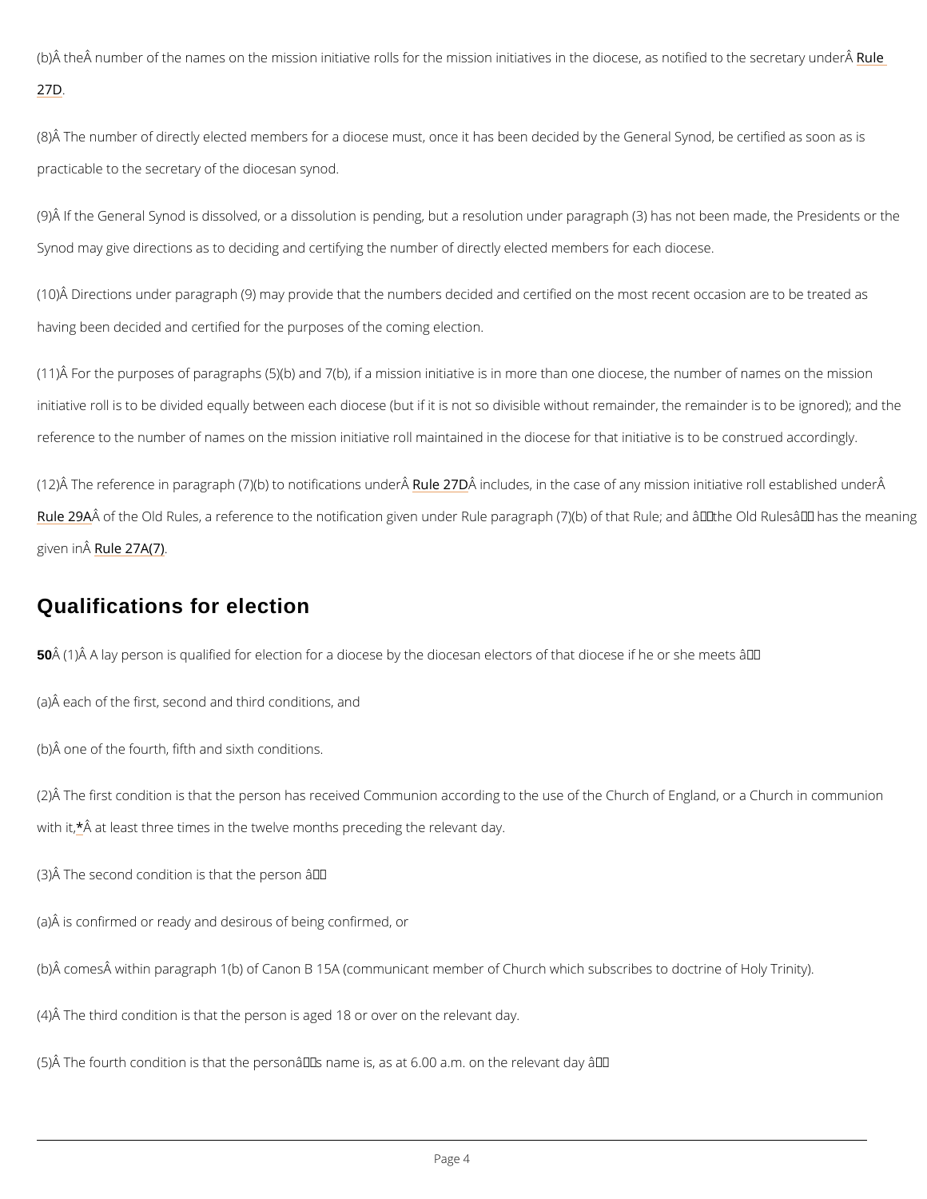(b) the number of the names on the mission initiative rolls for the mission initiatives in the diocese, as notified to the secretary under Rule 27D.

(8) The number of directly elected members for a diocese must, once it has been decided by the General Synod, be certified as soon as is practicable to the secretary of the diocesan synod.

(9) If the General Synod is dissolved, or a dissolution is pending, but a resolution under paragraph (3) has not been made, the Presidents or the Synod may give directions as to deciding and certifying the number of directly elected members for each diocese.

(10) Directions under paragraph (9) may provide that the numbers decided and certified on the most recent occasion are to be treated as having been decided and certified for the purposes of the coming election.

(11) For the purposes of paragraphs (5)(b) and 7(b), if a mission initiative is in more than one diocese, the number of names on the mission initiative roll is to be divided equally between each diocese (but if it is not so divisible without remainder, the remainder is to be ignored); and the reference to the number of names on the mission initiative roll maintained in the diocese for that initiative is to be construed accordingly.

(12) The reference in paragraph (7)(b) to notifications under Rule 27D includes, in the case of any mission initiative roll established under Rule 29A of the Old Rules, a reference to the notification given under Rule paragraph (7)(b) of that Rule; and "the Old Rules" has the meaning given in Rule 27A(7).

## Qualifications for election

**50** (1) A lay person is qualified for election for a diocese by the diocesan electors of that diocese if he or she meets —

(a) each of the first, second and third conditions, and

(b) one of the fourth, fifth and sixth conditions.

(2) The first condition is that the person has received Communion according to the use of the Church of England, or a Church in communion with it,* at least three times in the twelve months preceding the relevant day.

(3) The second condition is that the person —

(a) is confirmed or ready and desirous of being confirmed, or

(b) comes within paragraph 1(b) of Canon B 15A (communicant member of Church which subscribes to doctrine of Holy Trinity).

(4) The third condition is that the person is aged 18 or over on the relevant day.

(5) The fourth condition is that the person's name is, as at 6.00 a.m. on the relevant day —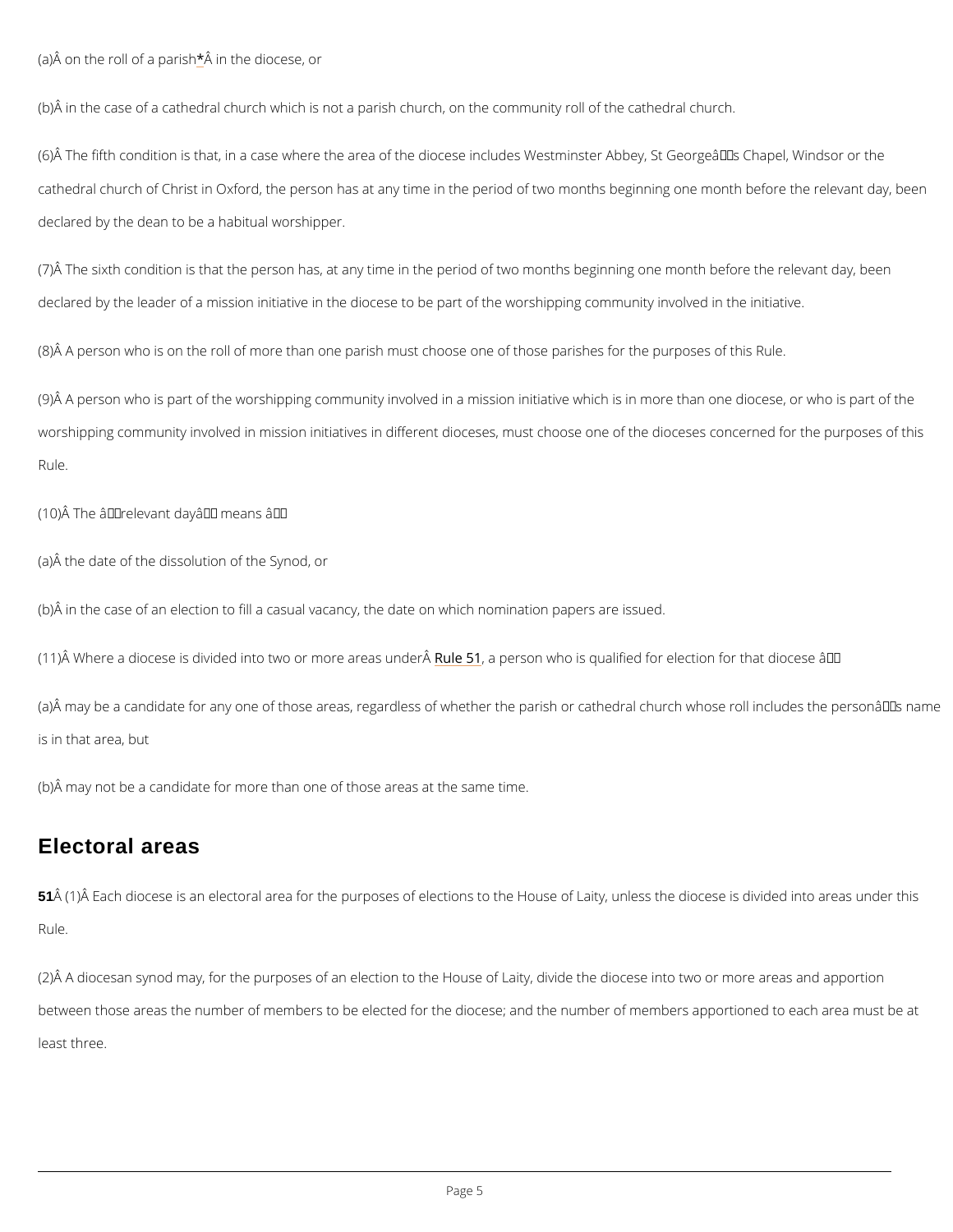(a) on the roll of a parish* in the diocese, or

(b) in the case of a cathedral church which is not a parish church, on the community roll of the cathedral church.

(6) The fifth condition is that, in a case where the area of the diocese includes Westminster Abbey, St George's Chapel, Windsor or the cathedral church of Christ in Oxford, the person has at any time in the period of two months beginning one month before the relevant day, been declared by the dean to be a habitual worshipper.

(7) The sixth condition is that the person has, at any time in the period of two months beginning one month before the relevant day, been declared by the leader of a mission initiative in the diocese to be part of the worshipping community involved in the initiative.

(8) A person who is on the roll of more than one parish must choose one of those parishes for the purposes of this Rule.

(9) A person who is part of the worshipping community involved in a mission initiative which is in more than one diocese, or who is part of the worshipping community involved in mission initiatives in different dioceses, must choose one of the dioceses concerned for the purposes of this Rule.

(10) The "relevant day" means —

(a) the date of the dissolution of the Synod, or

(b) in the case of an election to fill a casual vacancy, the date on which nomination papers are issued.

(11) Where a diocese is divided into two or more areas under Rule 51, a person who is qualified for election for that diocese —

(a) may be a candidate for any one of those areas, regardless of whether the parish or cathedral church whose roll includes the person's name is in that area, but

(b) may not be a candidate for more than one of those areas at the same time.

## Electoral areas

**51** (1) Each diocese is an electoral area for the purposes of elections to the House of Laity, unless the diocese is divided into areas under this Rule.

(2) A diocesan synod may, for the purposes of an election to the House of Laity, divide the diocese into two or more areas and apportion between those areas the number of members to be elected for the diocese; and the number of members apportioned to each area must be at least three.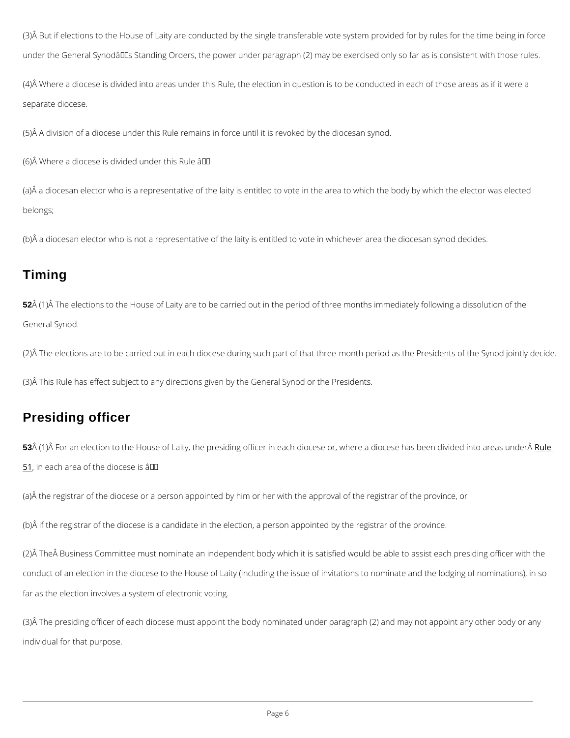(3) But if elections to the House of Laity are conducted by the single transferable vote system provided for by rules for the time being in force under the General Synod's Standing Orders, the power under paragraph (2) may be exercised only so far as is consistent with those rules.

(4) Where a diocese is divided into areas under this Rule, the election in question is to be conducted in each of those areas as if it were a separate diocese.

(5) A division of a diocese under this Rule remains in force until it is revoked by the diocesan synod.

(6) Where a diocese is divided under this Rule —

(a) a diocesan elector who is a representative of the laity is entitled to vote in the area to which the body by which the elector was elected belongs;

(b) a diocesan elector who is not a representative of the laity is entitled to vote in whichever area the diocesan synod decides.

## Timing

**52** (1) The elections to the House of Laity are to be carried out in the period of three months immediately following a dissolution of the General Synod.

(2) The elections are to be carried out in each diocese during such part of that three-month period as the Presidents of the Synod jointly decide.

(3) This Rule has effect subject to any directions given by the General Synod or the Presidents.

## Presiding officer

**53** (1) For an election to the House of Laity, the presiding officer in each diocese or, where a diocese has been divided into areas under Rule 51, in each area of the diocese is —

(a) the registrar of the diocese or a person appointed by him or her with the approval of the registrar of the province, or

(b) if the registrar of the diocese is a candidate in the election, a person appointed by the registrar of the province.

(2) The Business Committee must nominate an independent body which it is satisfied would be able to assist each presiding officer with the conduct of an election in the diocese to the House of Laity (including the issue of invitations to nominate and the lodging of nominations), in so far as the election involves a system of electronic voting.

(3) The presiding officer of each diocese must appoint the body nominated under paragraph (2) and may not appoint any other body or any individual for that purpose.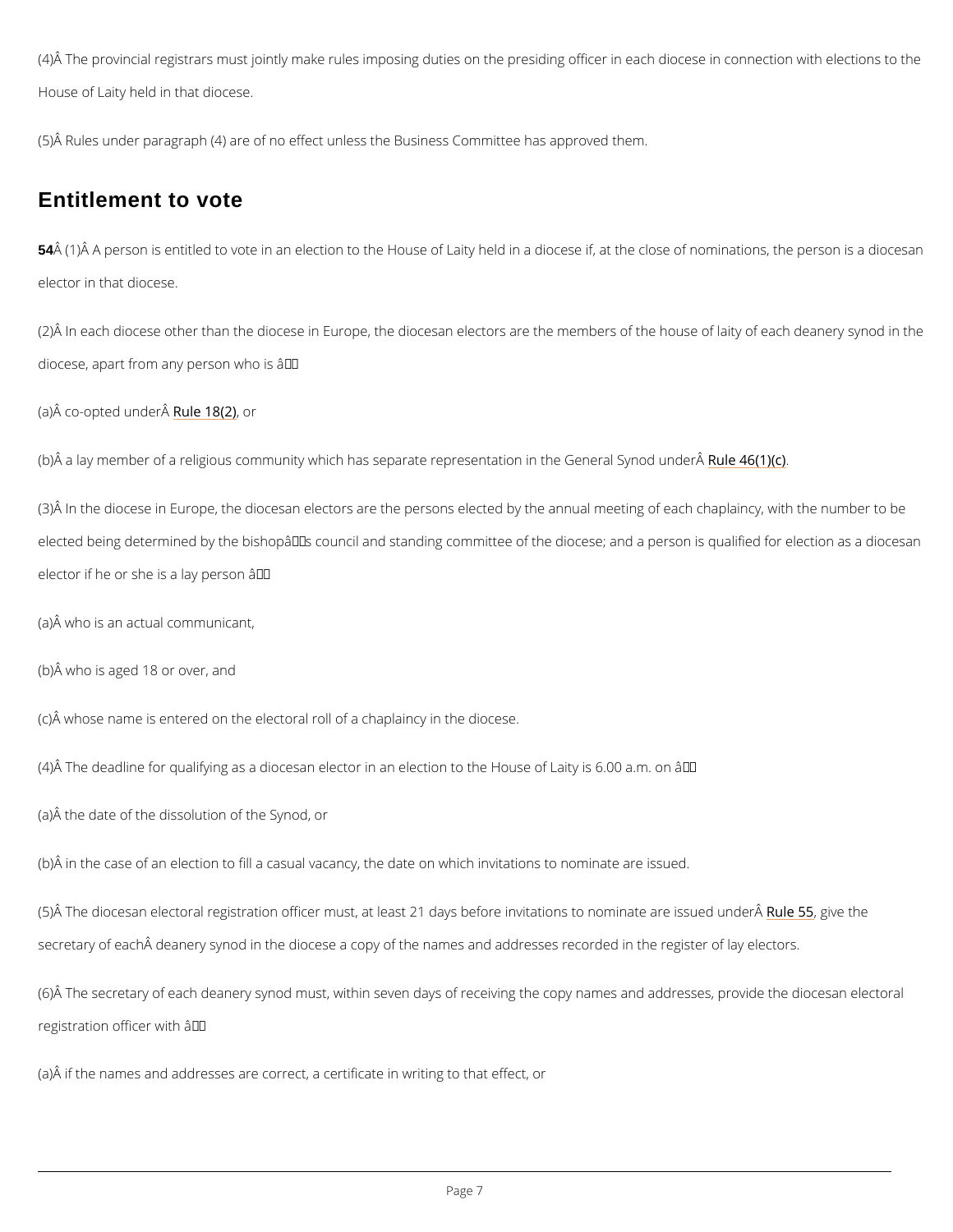(4) The provincial registrars must jointly make rules imposing duties on the presiding officer in each diocese in connection with elections to the House of Laity held in that diocese.

(5) Rules under paragraph (4) are of no effect unless the Business Committee has approved them.

## Entitlement to vote

**54** (1) A person is entitled to vote in an election to the House of Laity held in a diocese if, at the close of nominations, the person is a diocesan elector in that diocese.

(2) In each diocese other than the diocese in Europe, the diocesan electors are the members of the house of laity of each deanery synod in the diocese, apart from any person who is —

(a) co-opted under Rule 18(2), or

(b) a lay member of a religious community which has separate representation in the General Synod under Rule 46(1)(c).

(3) In the diocese in Europe, the diocesan electors are the persons elected by the annual meeting of each chaplaincy, with the number to be elected being determined by the bishop's council and standing committee of the diocese; and a person is qualified for election as a diocesan elector if he or she is a lay person —

(a) who is an actual communicant,

(b) who is aged 18 or over, and

(c) whose name is entered on the electoral roll of a chaplaincy in the diocese.

(4) The deadline for qualifying as a diocesan elector in an election to the House of Laity is 6.00 a.m. on —

(a) the date of the dissolution of the Synod, or

(b) in the case of an election to fill a casual vacancy, the date on which invitations to nominate are issued.

(5) The diocesan electoral registration officer must, at least 21 days before invitations to nominate are issued under Rule 55, give the secretary of each deanery synod in the diocese a copy of the names and addresses recorded in the register of lay electors.

(6) The secretary of each deanery synod must, within seven days of receiving the copy names and addresses, provide the diocesan electoral registration officer with —

(a) if the names and addresses are correct, a certificate in writing to that effect, or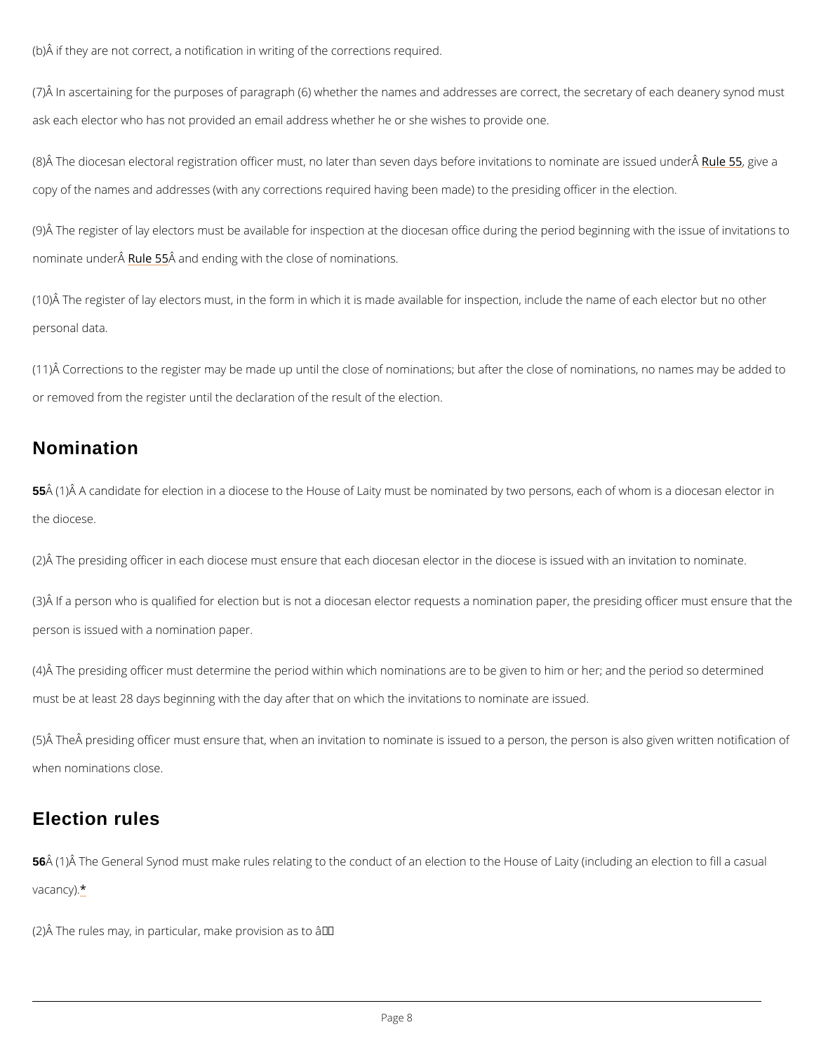(b) if they are not correct, a notification in writing of the corrections required.

(7) In ascertaining for the purposes of paragraph (6) whether the names and addresses are correct, the secretary of each deanery synod must ask each elector who has not provided an email address whether he or she wishes to provide one.

(8) The diocesan electoral registration officer must, no later than seven days before invitations to nominate are issued under Rule 55, give a copy of the names and addresses (with any corrections required having been made) to the presiding officer in the election.

(9) The register of lay electors must be available for inspection at the diocesan office during the period beginning with the issue of invitations to nominate under Rule 55 and ending with the close of nominations.

(10) The register of lay electors must, in the form in which it is made available for inspection, include the name of each elector but no other personal data.

(11) Corrections to the register may be made up until the close of nominations; but after the close of nominations, no names may be added to or removed from the register until the declaration of the result of the election.

## Nomination

**55** (1) A candidate for election in a diocese to the House of Laity must be nominated by two persons, each of whom is a diocesan elector in the diocese.

(2) The presiding officer in each diocese must ensure that each diocesan elector in the diocese is issued with an invitation to nominate.

(3) If a person who is qualified for election but is not a diocesan elector requests a nomination paper, the presiding officer must ensure that the person is issued with a nomination paper.

(4) The presiding officer must determine the period within which nominations are to be given to him or her; and the period so determined must be at least 28 days beginning with the day after that on which the invitations to nominate are issued.

(5) The presiding officer must ensure that, when an invitation to nominate is issued to a person, the person is also given written notification of when nominations close.

## Election rules

**56** (1) The General Synod must make rules relating to the conduct of an election to the House of Laity (including an election to fill a casual vacancy).*

(2) The rules may, in particular, make provision as to —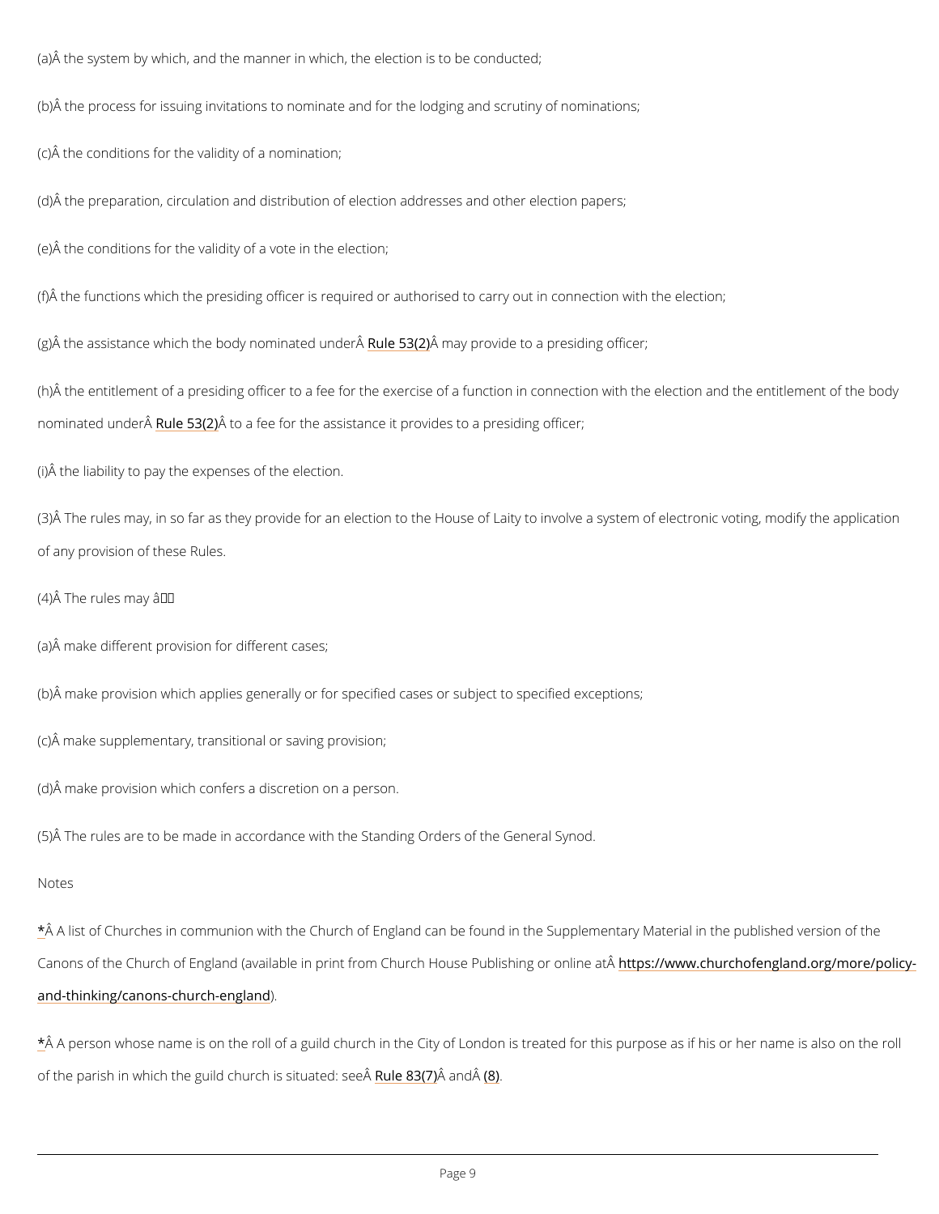(a) the system by which, and the manner in which, the election is to be conducted;

(b) the process for issuing invitations to nominate and for the lodging and scrutiny of nominations;

(c) the conditions for the validity of a nomination;

(d) the preparation, circulation and distribution of election addresses and other election papers;

(e) the conditions for the validity of a vote in the election;

(f) the functions which the presiding officer is required or authorised to carry out in connection with the election;

(g) the assistance which the body nominated under Rule 53(2) may provide to a presiding officer;

(h) the entitlement of a presiding officer to a fee for the exercise of a function in connection with the election and the entitlement of the body nominated under Rule 53(2) to a fee for the assistance it provides to a presiding officer;

(i) the liability to pay the expenses of the election.

(3) The rules may, in so far as they provide for an election to the House of Laity to involve a system of electronic voting, modify the application of any provision of these Rules.

(4) The rules may —

(a) make different provision for different cases;

(b) make provision which applies generally or for specified cases or subject to specified exceptions;

(c) make supplementary, transitional or saving provision;

(d) make provision which confers a discretion on a person.

(5) The rules are to be made in accordance with the Standing Orders of the General Synod.

Notes

* A list of Churches in communion with the Church of England can be found in the Supplementary Material in the published version of the Canons of the Church of England (available in print from Church House Publishing or online at https://www.churchofengland.org/more/policy-and-thinking/canons-church-england).

* A person whose name is on the roll of a guild church in the City of London is treated for this purpose as if his or her name is also on the roll of the parish in which the guild church is situated: see Rule 83(7) and (8).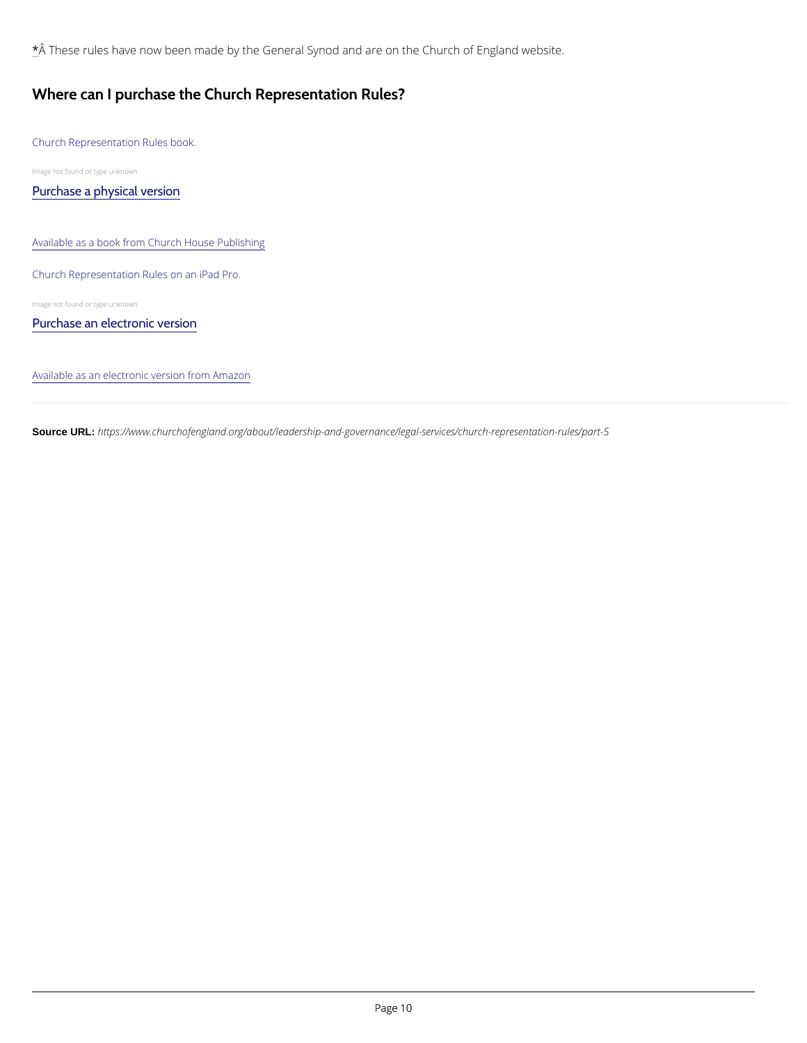*Â These rules have now been made by the General Synod and are on the Church of England website.

## Where can I purchase the Church Representation Rules?

Church Representation Rules book.

Image not found or type unknown

Purchase a physical version

Available as a book from Church House Publishing

Church Representation Rules on an iPad Pro.

Image not found or type unknown

Purchase an electronic version

Available as an electronic version from Amazon

---

**Source URL:** *https://www.churchofengland.org/about/leadership-and-governance/legal-services/church-representation-rules/part-5*